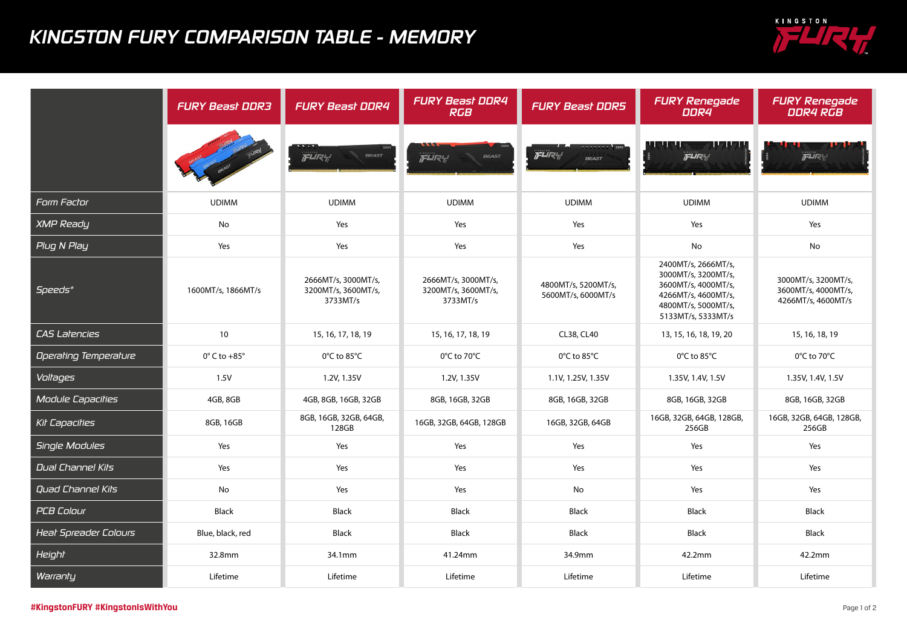# KINGSTON FURY COMPARISON TABLE - MEMORY

| | FURY Beast DDR3 | FURY Beast DDR4 | FURY Beast DDR4 RGB | FURY Beast DDR5 | FURY Renegade DDR4 | FURY Renegade DDR4 RGB |
|---|---|---|---|---|---|---|
| Form Factor | UDIMM | UDIMM | UDIMM | UDIMM | UDIMM | UDIMM |
| XMP Ready | No | Yes | Yes | Yes | Yes | Yes |
| Plug N Play | Yes | Yes | Yes | Yes | No | No |
| Speeds* | 1600MT/s, 1866MT/s | 2666MT/s, 3000MT/s, 3200MT/s, 3600MT/s, 3733MT/s | 2666MT/s, 3000MT/s, 3200MT/s, 3600MT/s, 3733MT/s | 4800MT/s, 5200MT/s, 5600MT/s, 6000MT/s | 2400MT/s, 2666MT/s, 3000MT/s, 3200MT/s, 3600MT/s, 4000MT/s, 4266MT/s, 4600MT/s, 4800MT/s, 5000MT/s, 5133MT/s, 5333MT/s | 3000MT/s, 3200MT/s, 3600MT/s, 4000MT/s, 4266MT/s, 4600MT/s |
| CAS Latencies | 10 | 15, 16, 17, 18, 19 | 15, 16, 17, 18, 19 | CL38, CL40 | 13, 15, 16, 18, 19, 20 | 15, 16, 18, 19 |
| Operating Temperature | 0° C to +85° | 0°C to 85°C | 0°C to 70°C | 0°C to 85°C | 0°C to 85°C | 0°C to 70°C |
| Voltages | 1.5V | 1.2V, 1.35V | 1.2V, 1.35V | 1.1V, 1.25V, 1.35V | 1.35V, 1.4V, 1.5V | 1.35V, 1.4V, 1.5V |
| Module Capacities | 4GB, 8GB | 4GB, 8GB, 16GB, 32GB | 8GB, 16GB, 32GB | 8GB, 16GB, 32GB | 8GB, 16GB, 32GB | 8GB, 16GB, 32GB |
| Kit Capacities | 8GB, 16GB | 8GB, 16GB, 32GB, 64GB, 128GB | 16GB, 32GB, 64GB, 128GB | 16GB, 32GB, 64GB | 16GB, 32GB, 64GB, 128GB, 256GB | 16GB, 32GB, 64GB, 128GB, 256GB |
| Single Modules | Yes | Yes | Yes | Yes | Yes | Yes |
| Dual Channel Kits | Yes | Yes | Yes | Yes | Yes | Yes |
| Quad Channel Kits | No | Yes | Yes | No | Yes | Yes |
| PCB Colour | Black | Black | Black | Black | Black | Black |
| Heat Spreader Colours | Blue, black, red | Black | Black | Black | Black | Black |
| Height | 32.8mm | 34.1mm | 41.24mm | 34.9mm | 42.2mm | 42.2mm |
| Warranty | Lifetime | Lifetime | Lifetime | Lifetime | Lifetime | Lifetime |

#KingstonFURY #KingstonIsWithYou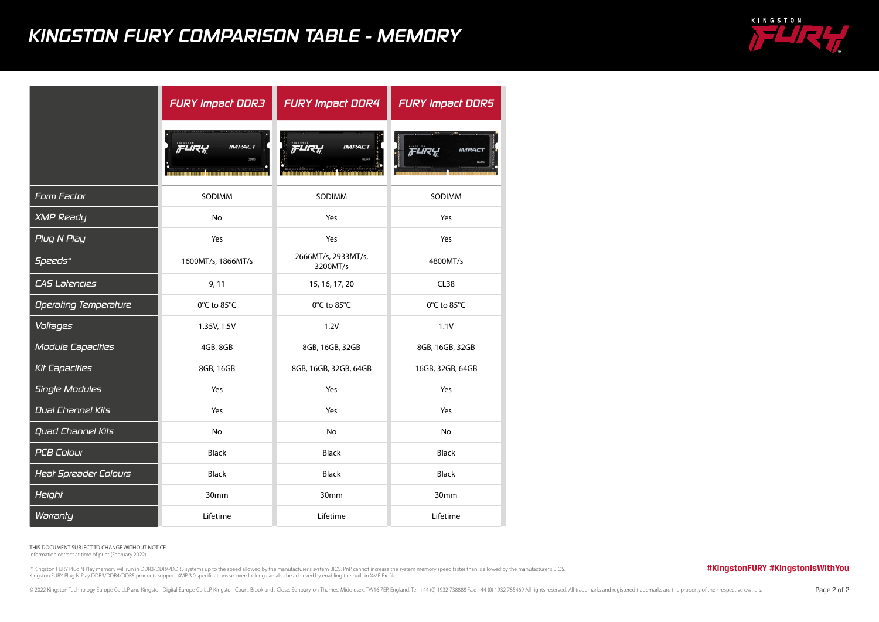# KINGSTON FURY COMPARISON TABLE - MEMORY

| | FURY Impact DDR3 | FURY Impact DDR4 | FURY Impact DDR5 |
|---|---|---|---|
| Form Factor | SODIMM | SODIMM | SODIMM |
| XMP Ready | No | Yes | Yes |
| Plug N Play | Yes | Yes | Yes |
| Speeds* | 1600MT/s, 1866MT/s | 2666MT/s, 2933MT/s, 3200MT/s | 4800MT/s |
| CAS Latencies | 9, 11 | 15, 16, 17, 20 | CL38 |
| Operating Temperature | 0°C to 85°C | 0°C to 85°C | 0°C to 85°C |
| Voltages | 1.35V, 1.5V | 1.2V | 1.1V |
| Module Capacities | 4GB, 8GB | 8GB, 16GB, 32GB | 8GB, 16GB, 32GB |
| Kit Capacities | 8GB, 16GB | 8GB, 16GB, 32GB, 64GB | 16GB, 32GB, 64GB |
| Single Modules | Yes | Yes | Yes |
| Dual Channel Kits | Yes | Yes | Yes |
| Quad Channel Kits | No | No | No |
| PCB Colour | Black | Black | Black |
| Heat Spreader Colours | Black | Black | Black |
| Height | 30mm | 30mm | 30mm |
| Warranty | Lifetime | Lifetime | Lifetime |

THIS DOCUMENT SUBJECT TO CHANGE WITHOUT NOTICE.
Information correct at time of print (February 2022).

* Kingston FURY Plug N Play memory will run in DDR3/DDR4/DDR5 systems up to the speed allowed by the manufacturer's system BIOS. PnP cannot increase the system memory speed faster than is allowed by the manufacturer's BIOS.
Kingston FURY Plug N Play DDR3/DDR4/DDR5 products support XMP 3.0 specifications so overclocking can also be achieved by enabling the built-in XMP Profile.

#KingstonFURY #KingstonIsWithYou

© 2022 Kingston Technology Europe Co LLP and Kingston Digital Europe Co LLP, Kingston Court, Brooklands Close, Sunbury-on-Thames, Middlesex, TW16 7EP, England. Tel: +44 (0) 1932 738888 Fax: +44 (0) 1932 785469 All rights reserved. All trademarks and registered trademarks are the property of their respective owners.